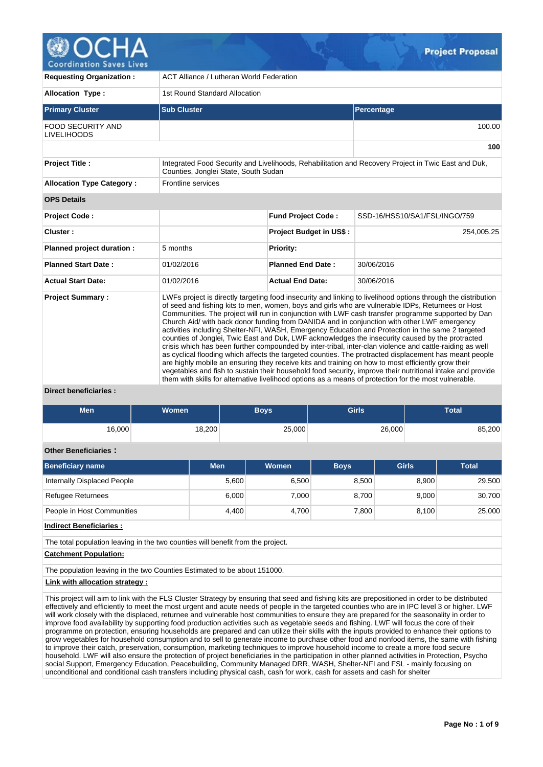# Project Proposal

| | | | |
|---|---|---|---|
| **Requesting Organization :** | ACT Alliance / Lutheran World Federation | | |
| **Allocation Type :** | 1st Round Standard Allocation | | |

| **Primary Cluster** | **Sub Cluster** | **Percentage** |
|---|---|---|
| FOOD SECURITY AND LIVELIHOODS | | 100.00 |
| | | **100** |

| | |
|---|---|
| **Project Title :** | Integrated Food Security and Livelihoods, Rehabilitation and Recovery Project in Twic East and Duk, Counties, Jonglei State, South Sudan |
| **Allocation Type Category :** | Frontline services |

**OPS Details**

| | | | |
|---|---|---|---|
| **Project Code :** | | **Fund Project Code :** | SSD-16/HSS10/SA1/FSL/INGO/759 |
| **Cluster :** | | **Project Budget in US$ :** | 254,005.25 |
| **Planned project duration :** | 5 months | **Priority:** | |
| **Planned Start Date :** | 01/02/2016 | **Planned End Date :** | 30/06/2016 |
| **Actual Start Date:** | 01/02/2016 | **Actual End Date:** | 30/06/2016 |

**Project Summary :**

LWFs project is directly targeting food insecurity and linking to livelihood options through the distribution of seed and fishing kits to men, women, boys and girls who are vulnerable IDPs, Returnees or Host Communities. The project will run in conjunction with LWF cash transfer programme supported by Dan Church Aid/ with back donor funding from DANIDA and in conjunction with other LWF emergency activities including Shelter-NFI, WASH, Emergency Education and Protection in the same 2 targeted counties of Jonglei, Twic East and Duk, LWF acknowledges the insecurity caused by the protracted crisis which has been further compounded by inter-tribal, inter-clan violence and cattle-raiding as well as cyclical flooding which affects the targeted counties. The protracted displacement has meant people are highly mobile an ensuring they receive kits and training on how to most efficiently grow their vegetables and fish to sustain their household food security, improve their nutritional intake and provide them with skills for alternative livelihood options as a means of protection for the most vulnerable.

**Direct beneficiaries :**

| Men | Women | Boys | Girls | Total |
|---|---|---|---|---|
| 16,000 | 18,200 | 25,000 | 26,000 | 85,200 |

**Other Beneficiaries :**

| Beneficiary name | Men | Women | Boys | Girls | Total |
|---|---|---|---|---|---|
| Internally Displaced People | 5,600 | 6,500 | 8,500 | 8,900 | 29,500 |
| Refugee Returnees | 6,000 | 7,000 | 8,700 | 9,000 | 30,700 |
| People in Host Communities | 4,400 | 4,700 | 7,800 | 8,100 | 25,000 |

**Indirect Beneficiaries :**

The total population leaving in the two counties will benefit from the project.

**Catchment Population:**

The population leaving in the two Counties Estimated to be about 151000.

**Link with allocation strategy :**

This project will aim to link with the FLS Cluster Strategy by ensuring that seed and fishing kits are prepositioned in order to be distributed effectively and efficiently to meet the most urgent and acute needs of people in the targeted counties who are in IPC level 3 or higher. LWF will work closely with the displaced, returnee and vulnerable host communities to ensure they are prepared for the seasonality in order to improve food availability by supporting food production activities such as vegetable seeds and fishing. LWF will focus the core of their programme on protection, ensuring households are prepared and can utilize their skills with the inputs provided to enhance their options to grow vegetables for household consumption and to sell to generate income to purchase other food and nonfood items, the same with fishing to improve their catch, preservation, consumption, marketing techniques to improve household income to create a more food secure household. LWF will also ensure the protection of project beneficiaries in the participation in other planned activities in Protection, Psycho social Support, Emergency Education, Peacebuilding, Community Managed DRR, WASH, Shelter-NFI and FSL - mainly focusing on unconditional and conditional cash transfers including physical cash, cash for work, cash for assets and cash for shelter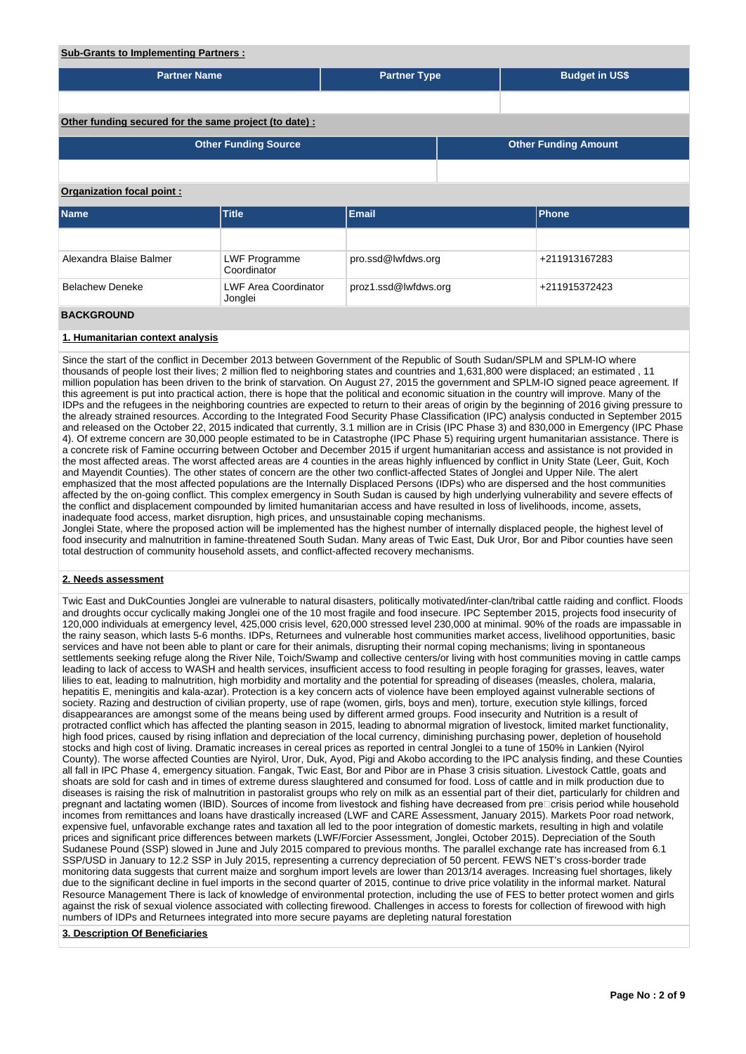**Sub-Grants to Implementing Partners :**

| Partner Name | Partner Type | Budget in US$ |
|---|---|---|
| | | |

**Other funding secured for the same project (to date) :**

| Other Funding Source | Other Funding Amount |
|---|---|
| | |

**Organization focal point :**

| Name | Title | Email | Phone |
|---|---|---|---|
| | | | |
| Alexandra Blaise Balmer | LWF Programme Coordinator | pro.ssd@lwfdws.org | +211913167283 |
| Belachew Deneke | LWF Area Coordinator Jonglei | proz1.ssd@lwfdws.org | +211915372423 |

## BACKGROUND

### 1. Humanitarian context analysis

Since the start of the conflict in December 2013 between Government of the Republic of South Sudan/SPLM and SPLM-IO where thousands of people lost their lives; 2 million fled to neighboring states and countries and 1,631,800 were displaced; an estimated , 11 million population has been driven to the brink of starvation. On August 27, 2015 the government and SPLM-IO signed peace agreement. If this agreement is put into practical action, there is hope that the political and economic situation in the country will improve. Many of the IDPs and the refugees in the neighboring countries are expected to return to their areas of origin by the beginning of 2016 giving pressure to the already strained resources. According to the Integrated Food Security Phase Classification (IPC) analysis conducted in September 2015 and released on the October 22, 2015 indicated that currently, 3.1 million are in Crisis (IPC Phase 3) and 830,000 in Emergency (IPC Phase 4). Of extreme concern are 30,000 people estimated to be in Catastrophe (IPC Phase 5) requiring urgent humanitarian assistance. There is a concrete risk of Famine occurring between October and December 2015 if urgent humanitarian access and assistance is not provided in the most affected areas. The worst affected areas are 4 counties in the areas highly influenced by conflict in Unity State (Leer, Guit, Koch and Mayendit Counties). The other states of concern are the other two conflict-affected States of Jonglei and Upper Nile. The alert emphasized that the most affected populations are the Internally Displaced Persons (IDPs) who are dispersed and the host communities affected by the on-going conflict. This complex emergency in South Sudan is caused by high underlying vulnerability and severe effects of the conflict and displacement compounded by limited humanitarian access and have resulted in loss of livelihoods, income, assets, inadequate food access, market disruption, high prices, and unsustainable coping mechanisms.
Jonglei State, where the proposed action will be implemented has the highest number of internally displaced people, the highest level of food insecurity and malnutrition in famine-threatened South Sudan. Many areas of Twic East, Duk Uror, Bor and Pibor counties have seen total destruction of community household assets, and conflict-affected recovery mechanisms.

### 2. Needs assessment

Twic East and DukCounties Jonglei are vulnerable to natural disasters, politically motivated/inter-clan/tribal cattle raiding and conflict. Floods and droughts occur cyclically making Jonglei one of the 10 most fragile and food insecure. IPC September 2015, projects food insecurity of 120,000 individuals at emergency level, 425,000 crisis level, 620,000 stressed level 230,000 at minimal. 90% of the roads are impassable in the rainy season, which lasts 5-6 months. IDPs, Returnees and vulnerable host communities market access, livelihood opportunities, basic services and have not been able to plant or care for their animals, disrupting their normal coping mechanisms; living in spontaneous settlements seeking refuge along the River Nile, Toich/Swamp and collective centers/or living with host communities moving in cattle camps leading to lack of access to WASH and health services, insufficient access to food resulting in people foraging for grasses, leaves, water lilies to eat, leading to malnutrition, high morbidity and mortality and the potential for spreading of diseases (measles, cholera, malaria, hepatitis E, meningitis and kala-azar). Protection is a key concern acts of violence have been employed against vulnerable sections of society. Razing and destruction of civilian property, use of rape (women, girls, boys and men), torture, execution style killings, forced disappearances are amongst some of the means being used by different armed groups. Food insecurity and Nutrition is a result of protracted conflict which has affected the planting season in 2015, leading to abnormal migration of livestock, limited market functionality, high food prices, caused by rising inflation and depreciation of the local currency, diminishing purchasing power, depletion of household stocks and high cost of living. Dramatic increases in cereal prices as reported in central Jonglei to a tune of 150% in Lankien (Nyirol County). The worse affected Counties are Nyirol, Uror, Duk, Ayod, Pigi and Akobo according to the IPC analysis finding, and these Counties all fall in IPC Phase 4, emergency situation. Fangak, Twic East, Bor and Pibor are in Phase 3 crisis situation. Livestock Cattle, goats and shoats are sold for cash and in times of extreme duress slaughtered and consumed for food. Loss of cattle and in milk production due to diseases is raising the risk of malnutrition in pastoralist groups who rely on milk as an essential part of their diet, particularly for children and pregnant and lactating women (IBID). Sources of income from livestock and fishing have decreased from pre crisis period while household incomes from remittances and loans have drastically increased (LWF and CARE Assessment, January 2015). Markets Poor road network, expensive fuel, unfavorable exchange rates and taxation all led to the poor integration of domestic markets, resulting in high and volatile prices and significant price differences between markets (LWF/Forcier Assessment, Jonglei, October 2015). Depreciation of the South Sudanese Pound (SSP) slowed in June and July 2015 compared to previous months. The parallel exchange rate has increased from 6.1 SSP/USD in January to 12.2 SSP in July 2015, representing a currency depreciation of 50 percent. FEWS NET's cross-border trade monitoring data suggests that current maize and sorghum import levels are lower than 2013/14 averages. Increasing fuel shortages, likely due to the significant decline in fuel imports in the second quarter of 2015, continue to drive price volatility in the informal market. Natural Resource Management There is lack of knowledge of environmental protection, including the use of FES to better protect women and girls against the risk of sexual violence associated with collecting firewood. Challenges in access to forests for collection of firewood with high numbers of IDPs and Returnees integrated into more secure payams are depleting natural forestation

### 3. Description Of Beneficiaries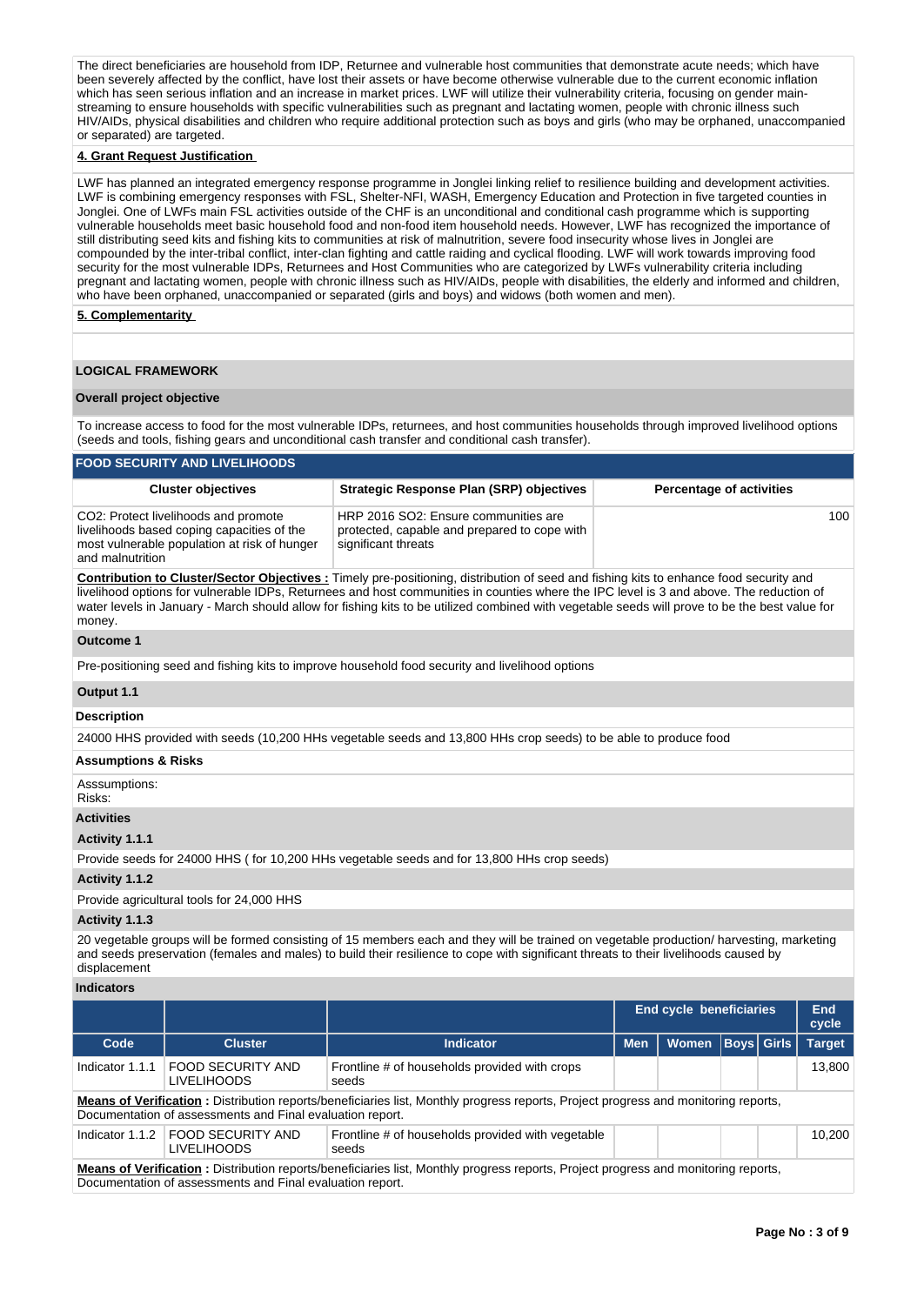The direct beneficiaries are household from IDP, Returnee and vulnerable host communities that demonstrate acute needs; which have been severely affected by the conflict, have lost their assets or have become otherwise vulnerable due to the current economic inflation which has seen serious inflation and an increase in market prices. LWF will utilize their vulnerability criteria, focusing on gender main-streaming to ensure households with specific vulnerabilities such as pregnant and lactating women, people with chronic illness such HIV/AIDs, physical disabilities and children who require additional protection such as boys and girls (who may be orphaned, unaccompanied or separated) are targeted.

**4. Grant Request Justification**

LWF has planned an integrated emergency response programme in Jonglei linking relief to resilience building and development activities. LWF is combining emergency responses with FSL, Shelter-NFI, WASH, Emergency Education and Protection in five targeted counties in Jonglei. One of LWFs main FSL activities outside of the CHF is an unconditional and conditional cash programme which is supporting vulnerable households meet basic household food and non-food item household needs. However, LWF has recognized the importance of still distributing seed kits and fishing kits to communities at risk of malnutrition, severe food insecurity whose lives in Jonglei are compounded by the inter-tribal conflict, inter-clan fighting and cattle raiding and cyclical flooding. LWF will work towards improving food security for the most vulnerable IDPs, Returnees and Host Communities who are categorized by LWFs vulnerability criteria including pregnant and lactating women, people with chronic illness such as HIV/AIDs, people with disabilities, the elderly and informed and children, who have been orphaned, unaccompanied or separated (girls and boys) and widows (both women and men).

**5. Complementarity**

## LOGICAL FRAMEWORK

**Overall project objective**

To increase access to food for the most vulnerable IDPs, returnees, and host communities households through improved livelihood options (seeds and tools, fishing gears and unconditional cash transfer and conditional cash transfer).

**FOOD SECURITY AND LIVELIHOODS**

| Cluster objectives | Strategic Response Plan (SRP) objectives | Percentage of activities |
|---|---|---|
| CO2: Protect livelihoods and promote livelihoods based coping capacities of the most vulnerable population at risk of hunger and malnutrition | HRP 2016 SO2: Ensure communities are protected, capable and prepared to cope with significant threats | 100 |

**Contribution to Cluster/Sector Objectives :** Timely pre-positioning, distribution of seed and fishing kits to enhance food security and livelihood options for vulnerable IDPs, Returnees and host communities in counties where the IPC level is 3 and above. The reduction of water levels in January - March should allow for fishing kits to be utilized combined with vegetable seeds will prove to be the best value for money.

**Outcome 1**

Pre-positioning seed and fishing kits to improve household food security and livelihood options

**Output 1.1**

**Description**

24000 HHS provided with seeds (10,200 HHs vegetable seeds and 13,800 HHs crop seeds) to be able to produce food

**Assumptions & Risks**

Asssumptions:
Risks:

**Activities**

**Activity 1.1.1**

Provide seeds for 24000 HHS ( for 10,200 HHs vegetable seeds and for 13,800 HHs crop seeds)

**Activity 1.1.2**

Provide agricultural tools for 24,000 HHS

**Activity 1.1.3**

20 vegetable groups will be formed consisting of 15 members each and they will be trained on vegetable production/ harvesting, marketing and seeds preservation (females and males) to build their resilience to cope with significant threats to their livelihoods caused by displacement

**Indicators**

| | | | End cycle beneficiaries | | | | End cycle |
|---|---|---|---|---|---|---|---|
| Code | Cluster | Indicator | Men | Women | Boys | Girls | Target |
| Indicator 1.1.1 | FOOD SECURITY AND LIVELIHOODS | Frontline # of households provided with crops seeds | | | | | 13,800 |
| Indicator 1.1.2 | FOOD SECURITY AND LIVELIHOODS | Frontline # of households provided with vegetable seeds | | | | | 10,200 |

**Means of Verification (Indicator 1.1.1) :** Distribution reports/beneficiaries list, Monthly progress reports, Project progress and monitoring reports, Documentation of assessments and Final evaluation report.

**Means of Verification (Indicator 1.1.2) :** Distribution reports/beneficiaries list, Monthly progress reports, Project progress and monitoring reports, Documentation of assessments and Final evaluation report.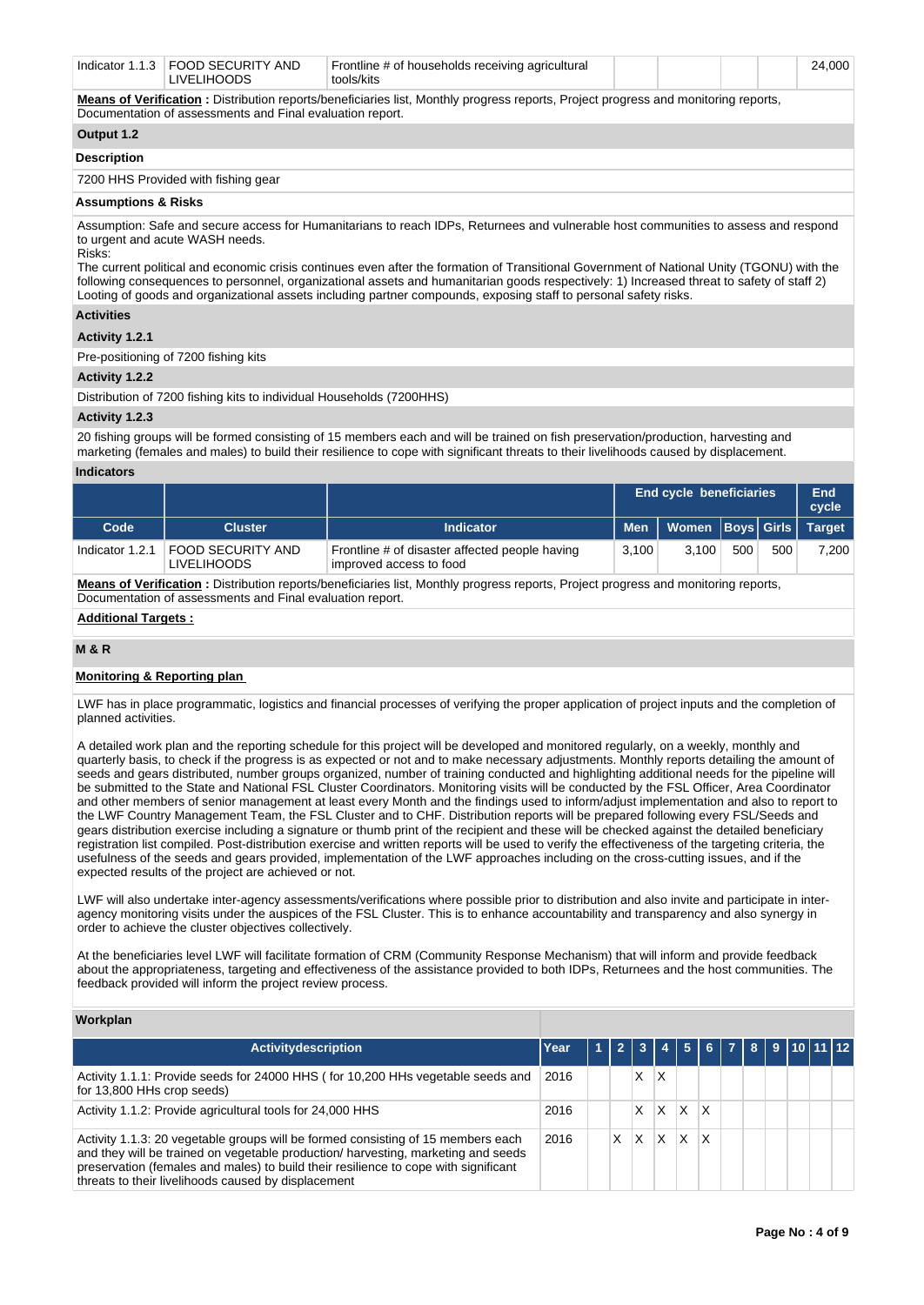| Code | Cluster | Indicator | Men | Women | Boys | Girls | Target |
|---|---|---|---|---|---|---|---|
| Indicator 1.1.3 | FOOD SECURITY AND LIVELIHOODS | Frontline # of households receiving agricultural tools/kits | | | | | 24,000 |

**Means of Verification :** Distribution reports/beneficiaries list, Monthly progress reports, Project progress and monitoring reports, Documentation of assessments and Final evaluation report.

### Output 1.2

**Description**

7200 HHS Provided with fishing gear

**Assumptions & Risks**

Assumption: Safe and secure access for Humanitarians to reach IDPs, Returnees and vulnerable host communities to assess and respond to urgent and acute WASH needs.
Risks:
The current political and economic crisis continues even after the formation of Transitional Government of National Unity (TGONU) with the following consequences to personnel, organizational assets and humanitarian goods respectively: 1) Increased threat to safety of staff 2) Looting of goods and organizational assets including partner compounds, exposing staff to personal safety risks.

**Activities**

**Activity 1.2.1**

Pre-positioning of 7200 fishing kits

**Activity 1.2.2**

Distribution of 7200 fishing kits to individual Households (7200HHS)

**Activity 1.2.3**

20 fishing groups will be formed consisting of 15 members each and will be trained on fish preservation/production, harvesting and marketing (females and males) to build their resilience to cope with significant threats to their livelihoods caused by displacement.

**Indicators**

| | | | End cycle beneficiaries | | | | End cycle |
|---|---|---|---|---|---|---|---|
| **Code** | **Cluster** | **Indicator** | **Men** | **Women** | **Boys** | **Girls** | **Target** |
| Indicator 1.2.1 | FOOD SECURITY AND LIVELIHOODS | Frontline # of disaster affected people having improved access to food | 3,100 | 3,100 | 500 | 500 | 7,200 |

**Means of Verification :** Distribution reports/beneficiaries list, Monthly progress reports, Project progress and monitoring reports, Documentation of assessments and Final evaluation report.

**Additional Targets :**

### M & R

**Monitoring & Reporting plan**

LWF has in place programmatic, logistics and financial processes of verifying the proper application of project inputs and the completion of planned activities.

A detailed work plan and the reporting schedule for this project will be developed and monitored regularly, on a weekly, monthly and quarterly basis, to check if the progress is as expected or not and to make necessary adjustments. Monthly reports detailing the amount of seeds and gears distributed, number groups organized, number of training conducted and highlighting additional needs for the pipeline will be submitted to the State and National FSL Cluster Coordinators. Monitoring visits will be conducted by the FSL Officer, Area Coordinator and other members of senior management at least every Month and the findings used to inform/adjust implementation and also to report to the LWF Country Management Team, the FSL Cluster and to CHF. Distribution reports will be prepared following every FSL/Seeds and gears distribution exercise including a signature or thumb print of the recipient and these will be checked against the detailed beneficiary registration list compiled. Post-distribution exercise and written reports will be used to verify the effectiveness of the targeting criteria, the usefulness of the seeds and gears provided, implementation of the LWF approaches including on the cross-cutting issues, and if the expected results of the project are achieved or not.

LWF will also undertake inter-agency assessments/verifications where possible prior to distribution and also invite and participate in inter-agency monitoring visits under the auspices of the FSL Cluster. This is to enhance accountability and transparency and also synergy in order to achieve the cluster objectives collectively.

At the beneficiaries level LWF will facilitate formation of CRM (Community Response Mechanism) that will inform and provide feedback about the appropriateness, targeting and effectiveness of the assistance provided to both IDPs, Returnees and the host communities. The feedback provided will inform the project review process.

**Workplan**

| Activitydescription | Year | 1 | 2 | 3 | 4 | 5 | 6 | 7 | 8 | 9 | 10 | 11 | 12 |
|---|---|---|---|---|---|---|---|---|---|---|---|---|---|
| Activity 1.1.1: Provide seeds for 24000 HHS ( for 10,200 HHs vegetable seeds and for 13,800 HHs crop seeds) | 2016 | | | X | X | | | | | | | | |
| Activity 1.1.2: Provide agricultural tools for 24,000 HHS | 2016 | | | X | X | X | X | | | | | | |
| Activity 1.1.3: 20 vegetable groups will be formed consisting of 15 members each and they will be trained on vegetable production/ harvesting, marketing and seeds preservation (females and males) to build their resilience to cope with significant threats to their livelihoods caused by displacement | 2016 | | X | X | X | X | X | | | | | | |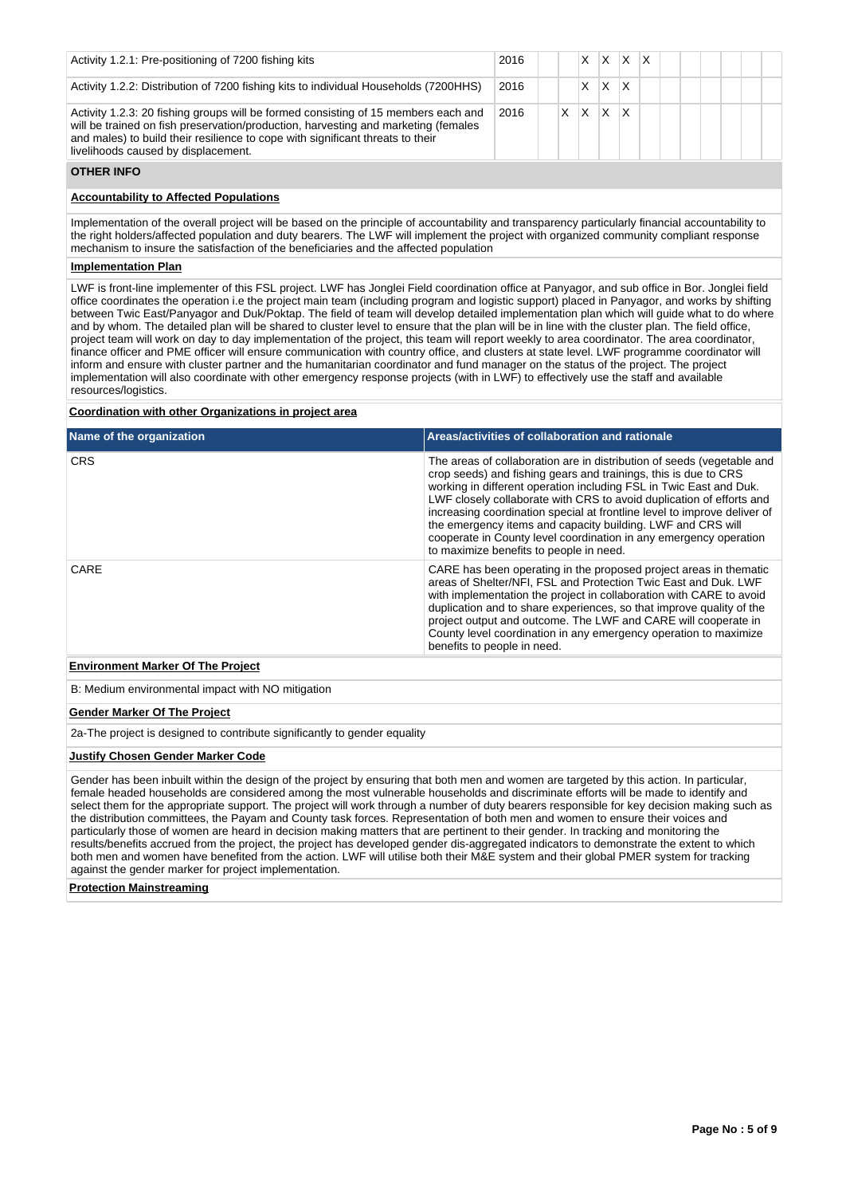| | | | | | | | | | | | | | |
|---|---|---|---|---|---|---|---|---|---|---|---|---|---|
| Activity 1.2.1: Pre-positioning of 7200 fishing kits | 2016 | | | X | X | X | X | | | | | | |
| Activity 1.2.2: Distribution of 7200 fishing kits to individual Households (7200HHS) | 2016 | | | X | X | X | | | | | | | |
| Activity 1.2.3: 20 fishing groups will be formed consisting of 15 members each and will be trained on fish preservation/production, harvesting and marketing (females and males) to build their resilience to cope with significant threats to their livelihoods caused by displacement. | 2016 | | X | X | X | X | | | | | | | |

## OTHER INFO

**Accountability to Affected Populations**

Implementation of the overall project will be based on the principle of accountability and transparency particularly financial accountability to the right holders/affected population and duty bearers. The LWF will implement the project with organized community compliant response mechanism to insure the satisfaction of the beneficiaries and the affected population

**Implementation Plan**

LWF is front-line implementer of this FSL project. LWF has Jonglei Field coordination office at Panyagor, and sub office in Bor. Jonglei field office coordinates the operation i.e the project main team (including program and logistic support) placed in Panyagor, and works by shifting between Twic East/Panyagor and Duk/Poktap. The field of team will develop detailed implementation plan which will guide what to do where and by whom. The detailed plan will be shared to cluster level to ensure that the plan will be in line with the cluster plan. The field office, project team will work on day to day implementation of the project, this team will report weekly to area coordinator. The area coordinator, finance officer and PME officer will ensure communication with country office, and clusters at state level. LWF programme coordinator will inform and ensure with cluster partner and the humanitarian coordinator and fund manager on the status of the project. The project implementation will also coordinate with other emergency response projects (with in LWF) to effectively use the staff and available resources/logistics.

**Coordination with other Organizations in project area**

| Name of the organization | Areas/activities of collaboration and rationale |
|---|---|
| CRS | The areas of collaboration are in distribution of seeds (vegetable and crop seeds) and fishing gears and trainings, this is due to CRS working in different operation including FSL in Twic East and Duk. LWF closely collaborate with CRS to avoid duplication of efforts and increasing coordination special at frontline level to improve deliver of the emergency items and capacity building. LWF and CRS will cooperate in County level coordination in any emergency operation to maximize benefits to people in need. |
| CARE | CARE has been operating in the proposed project areas in thematic areas of Shelter/NFI, FSL and Protection Twic East and Duk. LWF with implementation the project in collaboration with CARE to avoid duplication and to share experiences, so that improve quality of the project output and outcome. The LWF and CARE will cooperate in County level coordination in any emergency operation to maximize benefits to people in need. |

**Environment Marker Of The Project**

B: Medium environmental impact with NO mitigation

**Gender Marker Of The Project**

2a-The project is designed to contribute significantly to gender equality

**Justify Chosen Gender Marker Code**

Gender has been inbuilt within the design of the project by ensuring that both men and women are targeted by this action. In particular, female headed households are considered among the most vulnerable households and discriminate efforts will be made to identify and select them for the appropriate support. The project will work through a number of duty bearers responsible for key decision making such as the distribution committees, the Payam and County task forces. Representation of both men and women to ensure their voices and particularly those of women are heard in decision making matters that are pertinent to their gender. In tracking and monitoring the results/benefits accrued from the project, the project has developed gender dis-aggregated indicators to demonstrate the extent to which both men and women have benefited from the action. LWF will utilise both their M&E system and their global PMER system for tracking against the gender marker for project implementation.

**Protection Mainstreaming**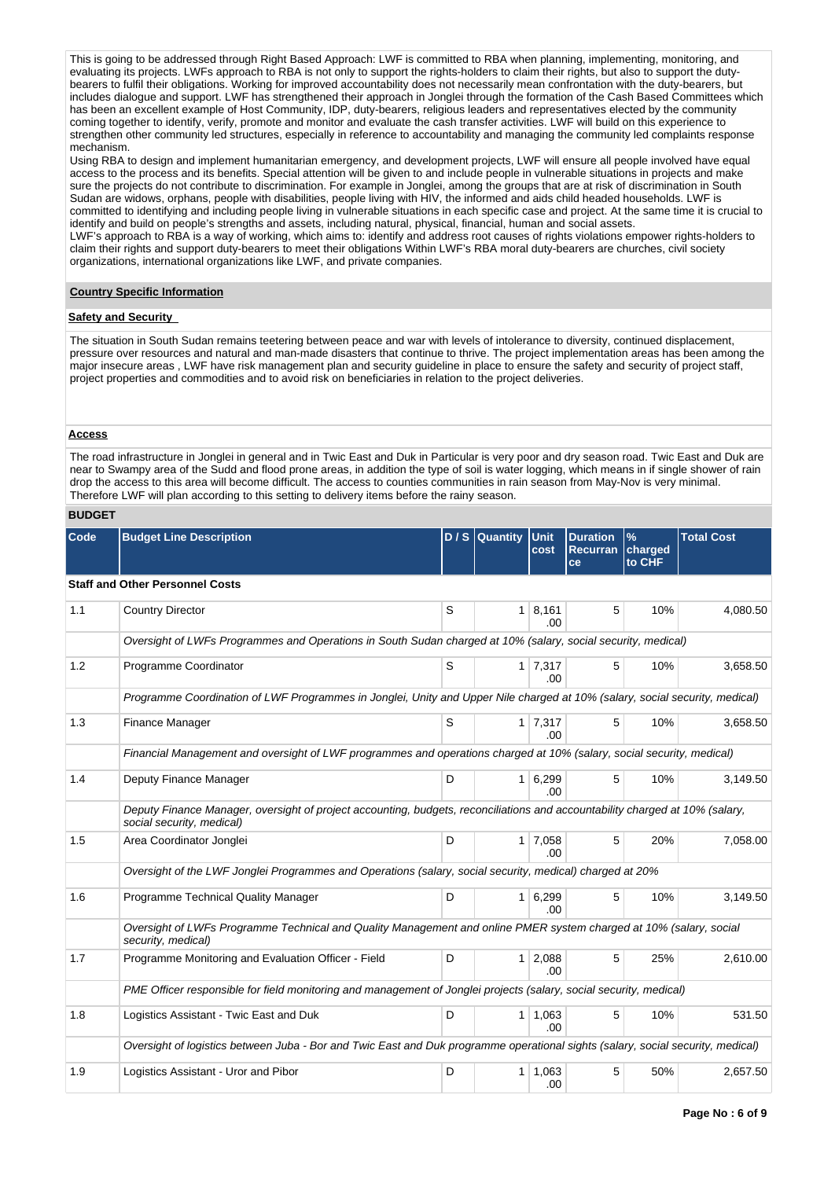This is going to be addressed through Right Based Approach: LWF is committed to RBA when planning, implementing, monitoring, and evaluating its projects. LWFs approach to RBA is not only to support the rights-holders to claim their rights, but also to support the duty-bearers to fulfil their obligations. Working for improved accountability does not necessarily mean confrontation with the duty-bearers, but includes dialogue and support. LWF has strengthened their approach in Jonglei through the formation of the Cash Based Committees which has been an excellent example of Host Community, IDP, duty-bearers, religious leaders and representatives elected by the community coming together to identify, verify, promote and monitor and evaluate the cash transfer activities. LWF will build on this experience to strengthen other community led structures, especially in reference to accountability and managing the community led complaints response mechanism.

Using RBA to design and implement humanitarian emergency, and development projects, LWF will ensure all people involved have equal access to the process and its benefits. Special attention will be given to and include people in vulnerable situations in projects and make sure the projects do not contribute to discrimination. For example in Jonglei, among the groups that are at risk of discrimination in South Sudan are widows, orphans, people with disabilities, people living with HIV, the informed and aids child headed households. LWF is committed to identifying and including people living in vulnerable situations in each specific case and project. At the same time it is crucial to identify and build on people's strengths and assets, including natural, physical, financial, human and social assets.

LWF's approach to RBA is a way of working, which aims to: identify and address root causes of rights violations empower rights-holders to claim their rights and support duty-bearers to meet their obligations Within LWF's RBA moral duty-bearers are churches, civil society organizations, international organizations like LWF, and private companies.

## Country Specific Information

### Safety and Security

The situation in South Sudan remains teetering between peace and war with levels of intolerance to diversity, continued displacement, pressure over resources and natural and man-made disasters that continue to thrive. The project implementation areas has been among the major insecure areas , LWF have risk management plan and security guideline in place to ensure the safety and security of project staff, project properties and commodities and to avoid risk on beneficiaries in relation to the project deliveries.

### Access

The road infrastructure in Jonglei in general and in Twic East and Duk in Particular is very poor and dry season road. Twic East and Duk are near to Swampy area of the Sudd and flood prone areas, in addition the type of soil is water logging, which means in if single shower of rain drop the access to this area will become difficult. The access to counties communities in rain season from May-Nov is very minimal. Therefore LWF will plan according to this setting to delivery items before the rainy season.

## BUDGET

| Code | Budget Line Description | D / S | Quantity | Unit cost | Duration Recurrance | % charged to CHF | Total Cost |
|---|---|---|---|---|---|---|---|
| **Staff and Other Personnel Costs** | | | | | | | |
| 1.1 | Country Director | S | 1 | 8,161.00 | 5 | 10% | 4,080.50 |
| | *Oversight of LWFs Programmes and Operations in South Sudan charged at 10% (salary, social security, medical)* | | | | | | |
| 1.2 | Programme Coordinator | S | 1 | 7,317.00 | 5 | 10% | 3,658.50 |
| | *Programme Coordination of LWF Programmes in Jonglei, Unity and Upper Nile charged at 10% (salary, social security, medical)* | | | | | | |
| 1.3 | Finance Manager | S | 1 | 7,317.00 | 5 | 10% | 3,658.50 |
| | *Financial Management and oversight of LWF programmes and operations charged at 10% (salary, social security, medical)* | | | | | | |
| 1.4 | Deputy Finance Manager | D | 1 | 6,299.00 | 5 | 10% | 3,149.50 |
| | *Deputy Finance Manager, oversight of project accounting, budgets, reconciliations and accountability charged at 10% (salary, social security, medical)* | | | | | | |
| 1.5 | Area Coordinator Jonglei | D | 1 | 7,058.00 | 5 | 20% | 7,058.00 |
| | *Oversight of the LWF Jonglei Programmes and Operations (salary, social security, medical) charged at 20%* | | | | | | |
| 1.6 | Programme Technical Quality Manager | D | 1 | 6,299.00 | 5 | 10% | 3,149.50 |
| | *Oversight of LWFs Programme Technical and Quality Management and online PMER system charged at 10% (salary, social security, medical)* | | | | | | |
| 1.7 | Programme Monitoring and Evaluation Officer - Field | D | 1 | 2,088.00 | 5 | 25% | 2,610.00 |
| | *PME Officer responsible for field monitoring and management of Jonglei projects (salary, social security, medical)* | | | | | | |
| 1.8 | Logistics Assistant - Twic East and Duk | D | 1 | 1,063.00 | 5 | 10% | 531.50 |
| | *Oversight of logistics between Juba - Bor and Twic East and Duk programme operational sights (salary, social security, medical)* | | | | | | |
| 1.9 | Logistics Assistant - Uror and Pibor | D | 1 | 1,063.00 | 5 | 50% | 2,657.50 |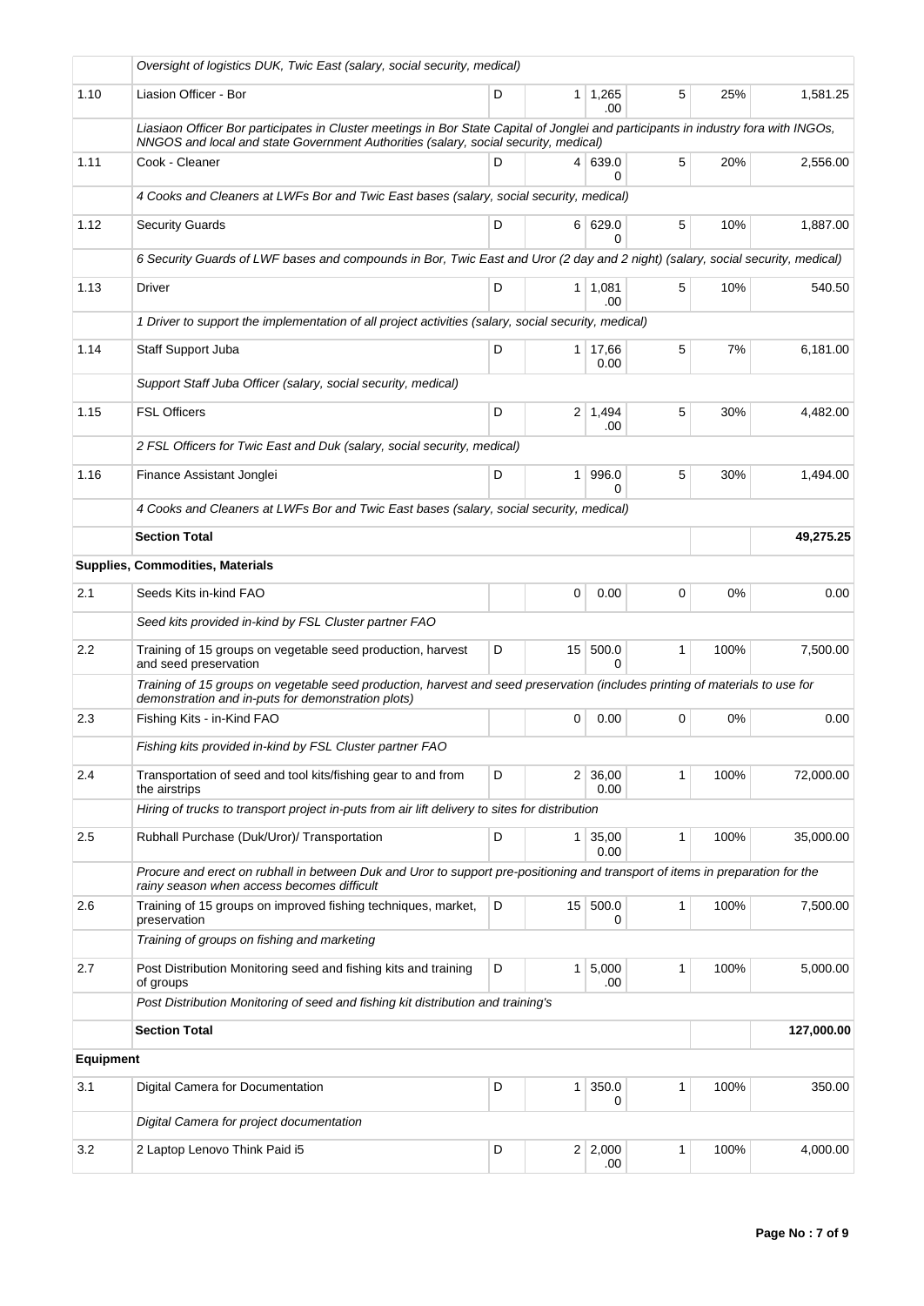| | | | | | | | |
|---|---|---|---|---|---|---|---|
| | *Oversight of logistics DUK, Twic East (salary, social security, medical)* | | | | | | |
| 1.10 | Liasion Officer - Bor | D | 1 | 1,265.00 | 5 | 25% | 1,581.25 |
| | *Liasiaon Officer Bor participates in Cluster meetings in Bor State Capital of Jonglei and participants in industry fora with INGOs, NNGOS and local and state Government Authorities (salary, social security, medical)* | | | | | | |
| 1.11 | Cook - Cleaner | D | 4 | 639.00 | 5 | 20% | 2,556.00 |
| | *4 Cooks and Cleaners at LWFs Bor and Twic East bases (salary, social security, medical)* | | | | | | |
| 1.12 | Security Guards | D | 6 | 629.00 | 5 | 10% | 1,887.00 |
| | *6 Security Guards of LWF bases and compounds in Bor, Twic East and Uror (2 day and 2 night) (salary, social security, medical)* | | | | | | |
| 1.13 | Driver | D | 1 | 1,081.00 | 5 | 10% | 540.50 |
| | *1 Driver to support the implementation of all project activities (salary, social security, medical)* | | | | | | |
| 1.14 | Staff Support Juba | D | 1 | 17,660.00 | 5 | 7% | 6,181.00 |
| | *Support Staff Juba Officer (salary, social security, medical)* | | | | | | |
| 1.15 | FSL Officers | D | 2 | 1,494.00 | 5 | 30% | 4,482.00 |
| | *2 FSL Officers for Twic East and Duk (salary, social security, medical)* | | | | | | |
| 1.16 | Finance Assistant Jonglei | D | 1 | 996.00 | 5 | 30% | 1,494.00 |
| | *4 Cooks and Cleaners at LWFs Bor and Twic East bases (salary, social security, medical)* | | | | | | |
| | **Section Total** | | | | | | **49,275.25** |
| **Supplies, Commodities, Materials** | | | | | | | |
| 2.1 | Seeds Kits in-kind FAO | | 0 | 0.00 | 0 | 0% | 0.00 |
| | *Seed kits provided in-kind by FSL Cluster partner FAO* | | | | | | |
| 2.2 | Training of 15 groups on vegetable seed production, harvest and seed preservation | D | 15 | 500.00 | 1 | 100% | 7,500.00 |
| | *Training of 15 groups on vegetable seed production, harvest and seed preservation (includes printing of materials to use for demonstration and in-puts for demonstration plots)* | | | | | | |
| 2.3 | Fishing Kits - in-Kind FAO | | 0 | 0.00 | 0 | 0% | 0.00 |
| | *Fishing kits provided in-kind by FSL Cluster partner FAO* | | | | | | |
| 2.4 | Transportation of seed and tool kits/fishing gear to and from the airstrips | D | 2 | 36,000.00 | 1 | 100% | 72,000.00 |
| | *Hiring of trucks to transport project in-puts from air lift delivery to sites for distribution* | | | | | | |
| 2.5 | Rubhall Purchase (Duk/Uror)/ Transportation | D | 1 | 35,000.00 | 1 | 100% | 35,000.00 |
| | *Procure and erect on rubhall in between Duk and Uror to support pre-positioning and transport of items in preparation for the rainy season when access becomes difficult* | | | | | | |
| 2.6 | Training of 15 groups on improved fishing techniques, market, preservation | D | 15 | 500.00 | 1 | 100% | 7,500.00 |
| | *Training of groups on fishing and marketing* | | | | | | |
| 2.7 | Post Distribution Monitoring seed and fishing kits and training of groups | D | 1 | 5,000.00 | 1 | 100% | 5,000.00 |
| | *Post Distribution Monitoring of seed and fishing kit distribution and training's* | | | | | | |
| | **Section Total** | | | | | | **127,000.00** |
| **Equipment** | | | | | | | |
| 3.1 | Digital Camera for Documentation | D | 1 | 350.00 | 1 | 100% | 350.00 |
| | *Digital Camera for project documentation* | | | | | | |
| 3.2 | 2 Laptop Lenovo Think Paid i5 | D | 2 | 2,000.00 | 1 | 100% | 4,000.00 |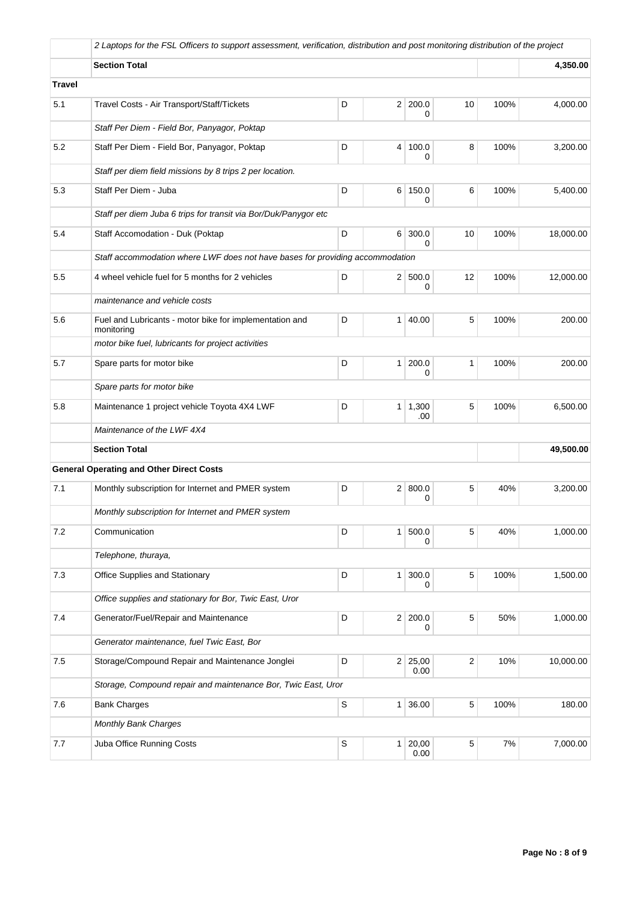| | | | | | | | |
|---|---|---|---|---|---|---|---|
| | *2 Laptops for the FSL Officers to support assessment, verification, distribution and post monitoring distribution of the project* | | | | | | |
| | **Section Total** | | | | | | **4,350.00** |
| **Travel** | | | | | | | |
| 5.1 | Travel Costs - Air Transport/Staff/Tickets | D | 2 | 200.00 | 10 | 100% | 4,000.00 |
| | *Staff Per Diem - Field Bor, Panyagor, Poktap* | | | | | | |
| 5.2 | Staff Per Diem - Field Bor, Panyagor, Poktap | D | 4 | 100.00 | 8 | 100% | 3,200.00 |
| | *Staff per diem field missions by 8 trips 2 per location.* | | | | | | |
| 5.3 | Staff Per Diem - Juba | D | 6 | 150.00 | 6 | 100% | 5,400.00 |
| | *Staff per diem Juba 6 trips for transit via Bor/Duk/Panygor etc* | | | | | | |
| 5.4 | Staff Accomodation - Duk (Poktap | D | 6 | 300.00 | 10 | 100% | 18,000.00 |
| | *Staff accommodation where LWF does not have bases for providing accommodation* | | | | | | |
| 5.5 | 4 wheel vehicle fuel for 5 months for 2 vehicles | D | 2 | 500.00 | 12 | 100% | 12,000.00 |
| | *maintenance and vehicle costs* | | | | | | |
| 5.6 | Fuel and Lubricants - motor bike for implementation and monitoring | D | 1 | 40.00 | 5 | 100% | 200.00 |
| | *motor bike fuel, lubricants for project activities* | | | | | | |
| 5.7 | Spare parts for motor bike | D | 1 | 200.00 | 1 | 100% | 200.00 |
| | *Spare parts for motor bike* | | | | | | |
| 5.8 | Maintenance 1 project vehicle Toyota 4X4 LWF | D | 1 | 1,300.00 | 5 | 100% | 6,500.00 |
| | *Maintenance of the LWF 4X4* | | | | | | |
| | **Section Total** | | | | | | **49,500.00** |
| **General Operating and Other Direct Costs** | | | | | | | |
| 7.1 | Monthly subscription for Internet and PMER system | D | 2 | 800.00 | 5 | 40% | 3,200.00 |
| | *Monthly subscription for Internet and PMER system* | | | | | | |
| 7.2 | Communication | D | 1 | 500.00 | 5 | 40% | 1,000.00 |
| | *Telephone, thuraya,* | | | | | | |
| 7.3 | Office Supplies and Stationary | D | 1 | 300.00 | 5 | 100% | 1,500.00 |
| | *Office supplies and stationary for Bor, Twic East, Uror* | | | | | | |
| 7.4 | Generator/Fuel/Repair and Maintenance | D | 2 | 200.00 | 5 | 50% | 1,000.00 |
| | *Generator maintenance, fuel Twic East, Bor* | | | | | | |
| 7.5 | Storage/Compound Repair and Maintenance Jonglei | D | 2 | 25,000.00 | 2 | 10% | 10,000.00 |
| | *Storage, Compound repair and maintenance Bor, Twic East, Uror* | | | | | | |
| 7.6 | Bank Charges | S | 1 | 36.00 | 5 | 100% | 180.00 |
| | *Monthly Bank Charges* | | | | | | |
| 7.7 | Juba Office Running Costs | S | 1 | 20,000.00 | 5 | 7% | 7,000.00 |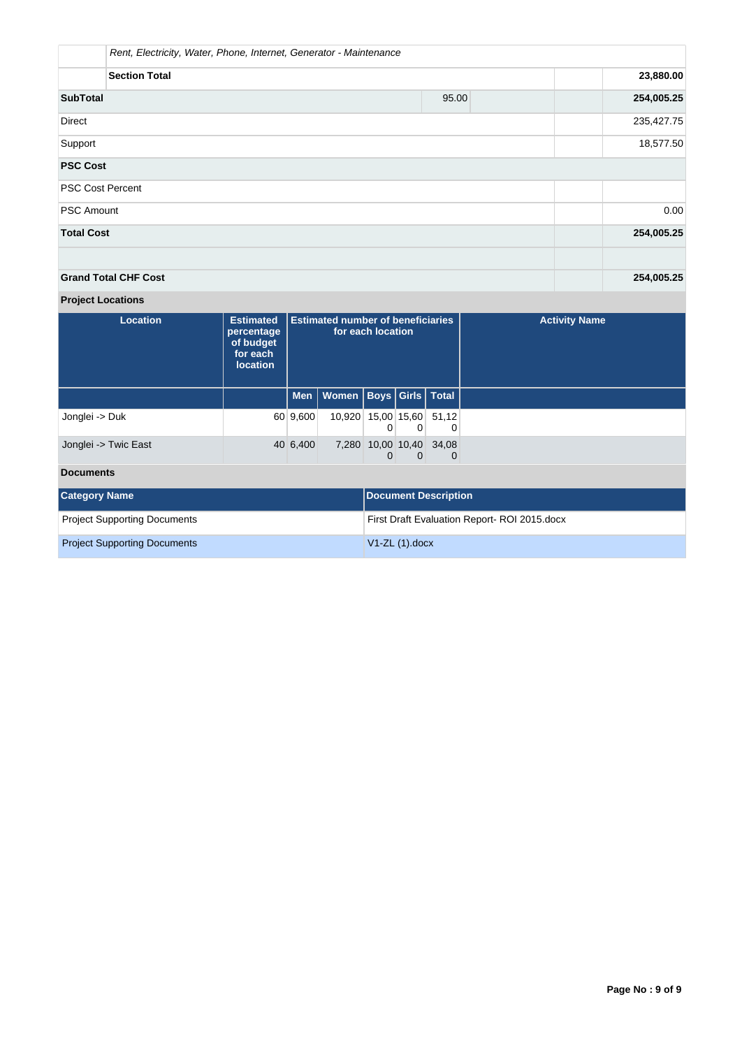| | | | | | |
|---|---|---|---|---|---|
| | *Rent, Electricity, Water, Phone, Internet, Generator - Maintenance* | | | | |
| | **Section Total** | | | | **23,880.00** |
| **SubTotal** | | 95.00 | | | **254,005.25** |
| Direct | | | | | 235,427.75 |
| Support | | | | | 18,577.50 |
| **PSC Cost** | | | | | |
| PSC Cost Percent | | | | | |
| PSC Amount | | | | | 0.00 |
| **Total Cost** | | | | | **254,005.25** |
| | | | | | |
| **Grand Total CHF Cost** | | | | | **254,005.25** |

**Project Locations**

| Location | Estimated percentage of budget for each location | Estimated number of beneficiaries for each location | | | | | Activity Name |
|---|---|---|---|---|---|---|---|
| | | Men | Women | Boys | Girls | Total | |
| Jonglei -> Duk | 60 | 9,600 | 10,920 | 15,000 | 15,600 | 51,120 | |
| Jonglei -> Twic East | 40 | 6,400 | 7,280 | 10,000 | 10,400 | 34,080 | |

**Documents**

| Category Name | Document Description |
|---|---|
| Project Supporting Documents | First Draft Evaluation Report- ROI 2015.docx |
| Project Supporting Documents | V1-ZL (1).docx |